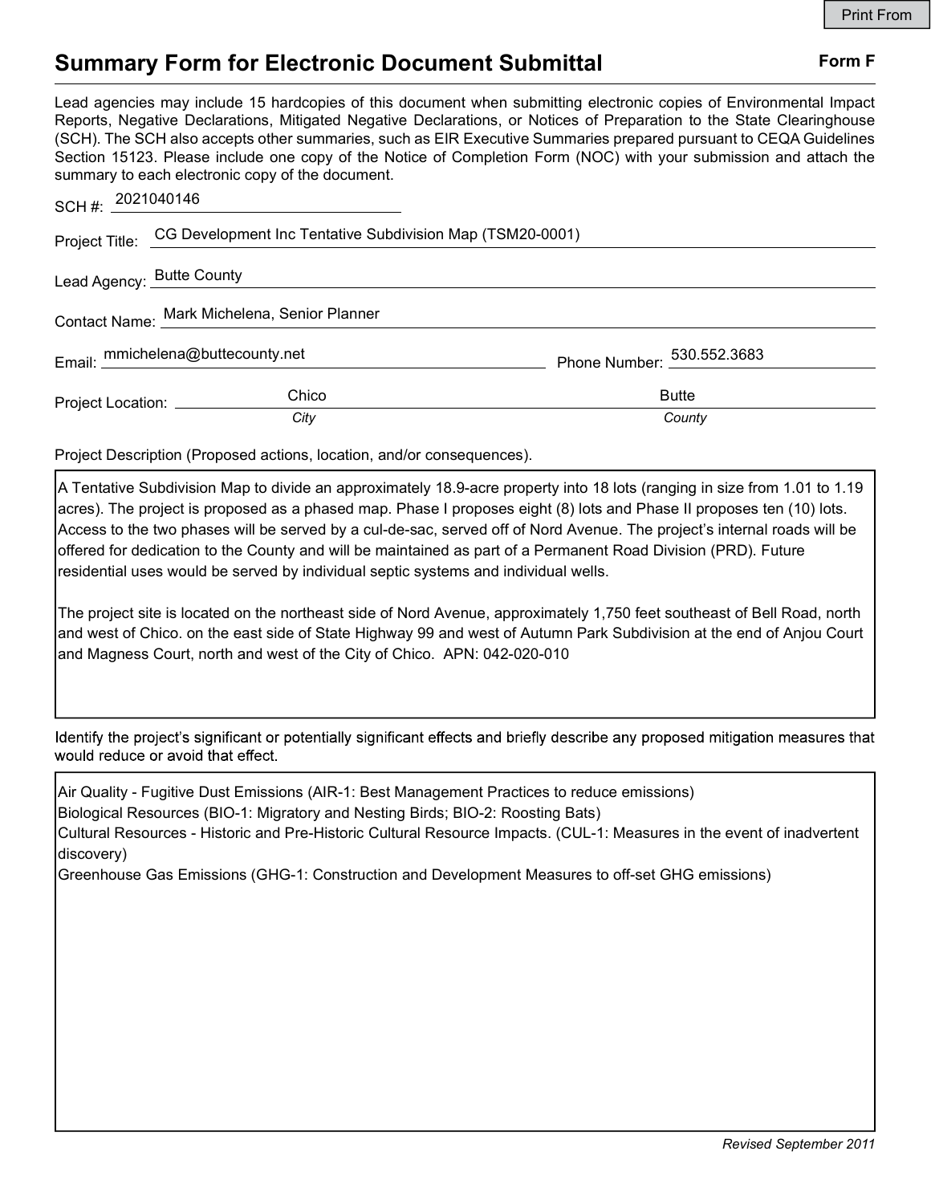# Summary Form for Electronic Document Submittal

**Form F**

Lead agencies may include 15 hardcopies of this document when submitting electronic copies of Environmental Impact Reports, Negative Declarations, Mitigated Negative Declarations, or Notices of Preparation to the State Clearinghouse (SCH). The SCH also accepts other summaries, such as EIR Executive Summaries prepared pursuant to CEQA Guidelines Section 15123. Please include one copy of the Notice of Completion Form (NOC) with your submission and attach the summary to each electronic copy of the document.

SCH #: 2021040146

Project Title: CG Development Inc Tentative Subdivision Map (TSM20-0001)

Lead Agency: Butte County

Contact Name: Mark Michelena, Senior Planner

Email: mmichelena@buttecounty.net

Phone Number: 530.552.3683

Project Location: Chico (*City*), Butte (*County*)

Project Description (Proposed actions, location, and/or consequences).

A Tentative Subdivision Map to divide an approximately 18.9-acre property into 18 lots (ranging in size from 1.01 to 1.19 acres). The project is proposed as a phased map. Phase I proposes eight (8) lots and Phase II proposes ten (10) lots. Access to the two phases will be served by a cul-de-sac, served off of Nord Avenue. The project's internal roads will be offered for dedication to the County and will be maintained as part of a Permanent Road Division (PRD). Future residential uses would be served by individual septic systems and individual wells.

The project site is located on the northeast side of Nord Avenue, approximately 1,750 feet southeast of Bell Road, north and west of Chico. on the east side of State Highway 99 and west of Autumn Park Subdivision at the end of Anjou Court and Magness Court, north and west of the City of Chico. APN: 042-020-010

Identify the project's significant or potentially significant effects and briefly describe any proposed mitigation measures that would reduce or avoid that effect.

Air Quality - Fugitive Dust Emissions (AIR-1: Best Management Practices to reduce emissions)
Biological Resources (BIO-1: Migratory and Nesting Birds; BIO-2: Roosting Bats)
Cultural Resources - Historic and Pre-Historic Cultural Resource Impacts. (CUL-1: Measures in the event of inadvertent discovery)
Greenhouse Gas Emissions (GHG-1: Construction and Development Measures to off-set GHG emissions)

*Revised September 2011*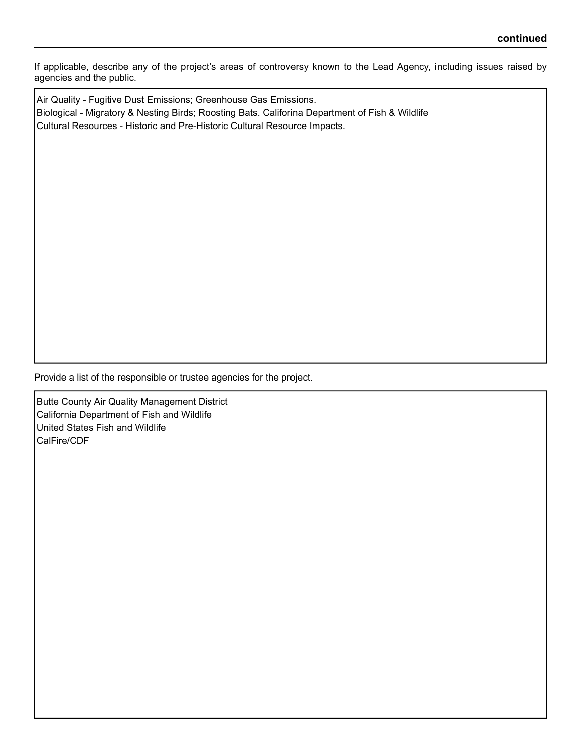**continued**

If applicable, describe any of the project's areas of controversy known to the Lead Agency, including issues raised by agencies and the public.

Air Quality - Fugitive Dust Emissions; Greenhouse Gas Emissions.
Biological - Migratory & Nesting Birds; Roosting Bats. Califorina Department of Fish & Wildlife
Cultural Resources - Historic and Pre-Historic Cultural Resource Impacts.

Provide a list of the responsible or trustee agencies for the project.

Butte County Air Quality Management District
California Department of Fish and Wildlife
United States Fish and Wildlife
CalFire/CDF